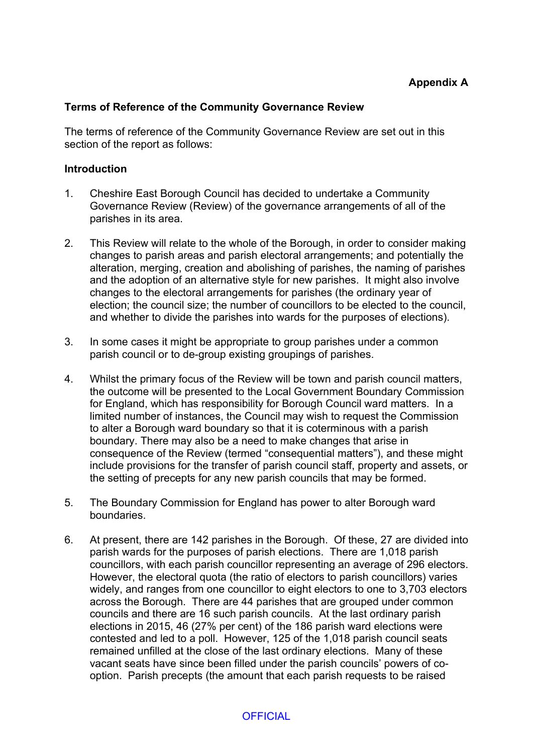**Appendix A**

**Terms of Reference of the Community Governance Review**

The terms of reference of the Community Governance Review are set out in this section of the report as follows:

**Introduction**

1. Cheshire East Borough Council has decided to undertake a Community Governance Review (Review) of the governance arrangements of all of the parishes in its area.

2. This Review will relate to the whole of the Borough, in order to consider making changes to parish areas and parish electoral arrangements; and potentially the alteration, merging, creation and abolishing of parishes, the naming of parishes and the adoption of an alternative style for new parishes. It might also involve changes to the electoral arrangements for parishes (the ordinary year of election; the council size; the number of councillors to be elected to the council, and whether to divide the parishes into wards for the purposes of elections).

3. In some cases it might be appropriate to group parishes under a common parish council or to de-group existing groupings of parishes.

4. Whilst the primary focus of the Review will be town and parish council matters, the outcome will be presented to the Local Government Boundary Commission for England, which has responsibility for Borough Council ward matters. In a limited number of instances, the Council may wish to request the Commission to alter a Borough ward boundary so that it is coterminous with a parish boundary. There may also be a need to make changes that arise in consequence of the Review (termed "consequential matters"), and these might include provisions for the transfer of parish council staff, property and assets, or the setting of precepts for any new parish councils that may be formed.

5. The Boundary Commission for England has power to alter Borough ward boundaries.

6. At present, there are 142 parishes in the Borough. Of these, 27 are divided into parish wards for the purposes of parish elections. There are 1,018 parish councillors, with each parish councillor representing an average of 296 electors. However, the electoral quota (the ratio of electors to parish councillors) varies widely, and ranges from one councillor to eight electors to one to 3,703 electors across the Borough. There are 44 parishes that are grouped under common councils and there are 16 such parish councils. At the last ordinary parish elections in 2015, 46 (27% per cent) of the 186 parish ward elections were contested and led to a poll. However, 125 of the 1,018 parish council seats remained unfilled at the close of the last ordinary elections. Many of these vacant seats have since been filled under the parish councils' powers of co-option. Parish precepts (the amount that each parish requests to be raised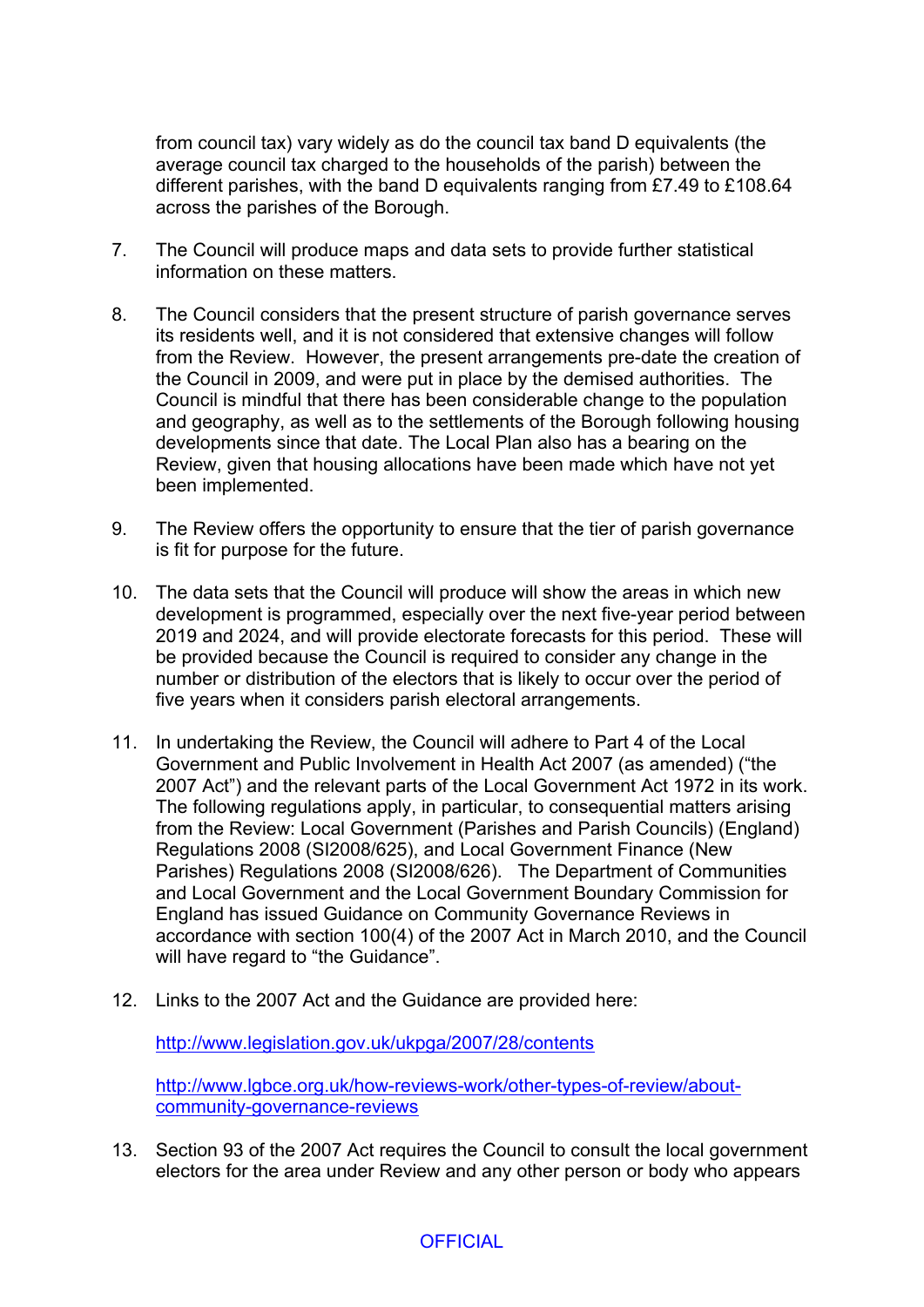from council tax) vary widely as do the council tax band D equivalents (the average council tax charged to the households of the parish) between the different parishes, with the band D equivalents ranging from £7.49 to £108.64 across the parishes of the Borough.

7. The Council will produce maps and data sets to provide further statistical information on these matters.

8. The Council considers that the present structure of parish governance serves its residents well, and it is not considered that extensive changes will follow from the Review. However, the present arrangements pre-date the creation of the Council in 2009, and were put in place by the demised authorities. The Council is mindful that there has been considerable change to the population and geography, as well as to the settlements of the Borough following housing developments since that date. The Local Plan also has a bearing on the Review, given that housing allocations have been made which have not yet been implemented.

9. The Review offers the opportunity to ensure that the tier of parish governance is fit for purpose for the future.

10. The data sets that the Council will produce will show the areas in which new development is programmed, especially over the next five-year period between 2019 and 2024, and will provide electorate forecasts for this period. These will be provided because the Council is required to consider any change in the number or distribution of the electors that is likely to occur over the period of five years when it considers parish electoral arrangements.

11. In undertaking the Review, the Council will adhere to Part 4 of the Local Government and Public Involvement in Health Act 2007 (as amended) ("the 2007 Act") and the relevant parts of the Local Government Act 1972 in its work. The following regulations apply, in particular, to consequential matters arising from the Review: Local Government (Parishes and Parish Councils) (England) Regulations 2008 (SI2008/625), and Local Government Finance (New Parishes) Regulations 2008 (SI2008/626). The Department of Communities and Local Government and the Local Government Boundary Commission for England has issued Guidance on Community Governance Reviews in accordance with section 100(4) of the 2007 Act in March 2010, and the Council will have regard to "the Guidance".

12. Links to the 2007 Act and the Guidance are provided here:

    http://www.legislation.gov.uk/ukpga/2007/28/contents

    http://www.lgbce.org.uk/how-reviews-work/other-types-of-review/about-community-governance-reviews

13. Section 93 of the 2007 Act requires the Council to consult the local government electors for the area under Review and any other person or body who appears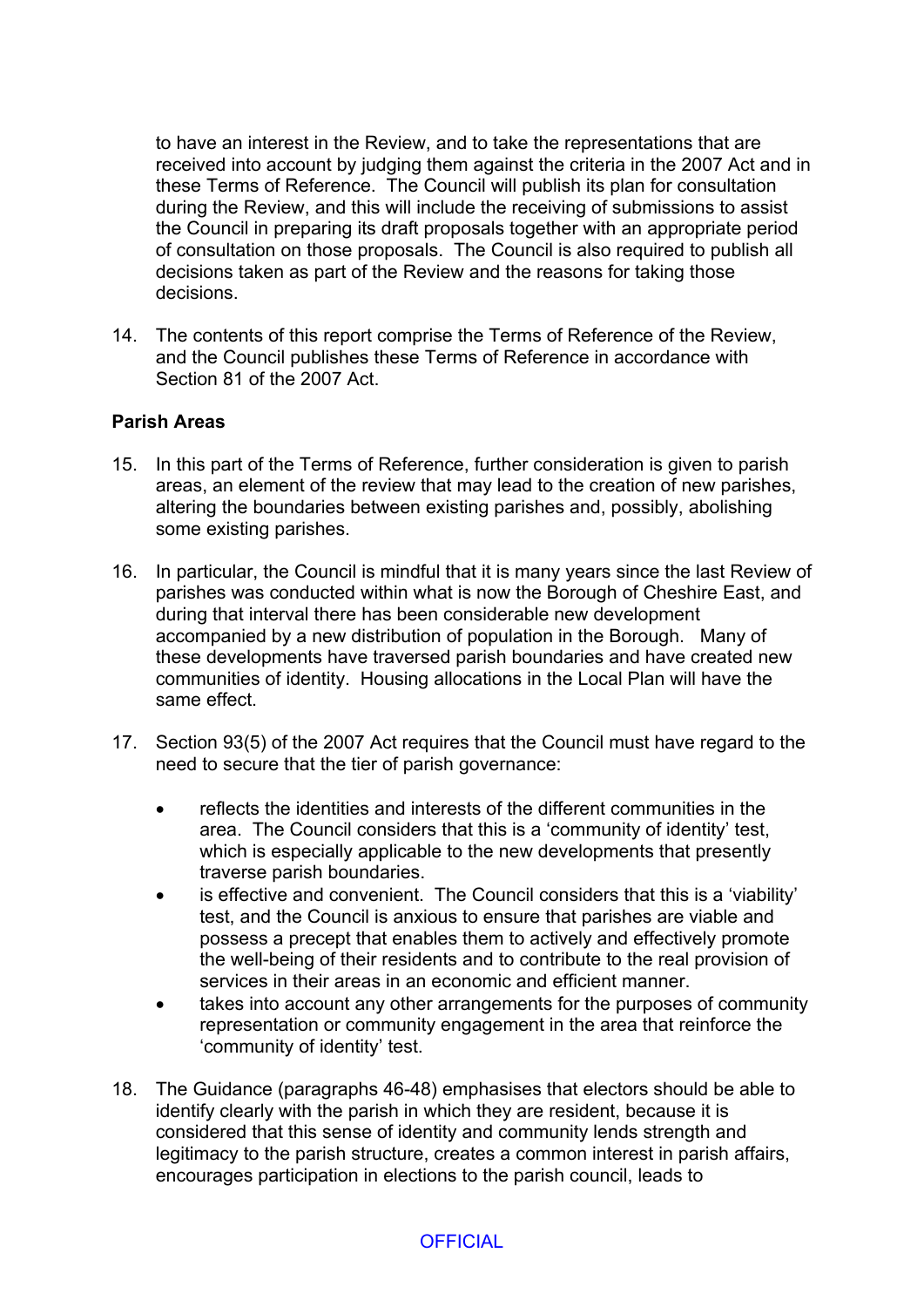to have an interest in the Review, and to take the representations that are received into account by judging them against the criteria in the 2007 Act and in these Terms of Reference. The Council will publish its plan for consultation during the Review, and this will include the receiving of submissions to assist the Council in preparing its draft proposals together with an appropriate period of consultation on those proposals. The Council is also required to publish all decisions taken as part of the Review and the reasons for taking those decisions.

14. The contents of this report comprise the Terms of Reference of the Review, and the Council publishes these Terms of Reference in accordance with Section 81 of the 2007 Act.

**Parish Areas**

15. In this part of the Terms of Reference, further consideration is given to parish areas, an element of the review that may lead to the creation of new parishes, altering the boundaries between existing parishes and, possibly, abolishing some existing parishes.

16. In particular, the Council is mindful that it is many years since the last Review of parishes was conducted within what is now the Borough of Cheshire East, and during that interval there has been considerable new development accompanied by a new distribution of population in the Borough. Many of these developments have traversed parish boundaries and have created new communities of identity. Housing allocations in the Local Plan will have the same effect.

17. Section 93(5) of the 2007 Act requires that the Council must have regard to the need to secure that the tier of parish governance:

    - reflects the identities and interests of the different communities in the area. The Council considers that this is a 'community of identity' test, which is especially applicable to the new developments that presently traverse parish boundaries.
    - is effective and convenient. The Council considers that this is a 'viability' test, and the Council is anxious to ensure that parishes are viable and possess a precept that enables them to actively and effectively promote the well-being of their residents and to contribute to the real provision of services in their areas in an economic and efficient manner.
    - takes into account any other arrangements for the purposes of community representation or community engagement in the area that reinforce the 'community of identity' test.

18. The Guidance (paragraphs 46-48) emphasises that electors should be able to identify clearly with the parish in which they are resident, because it is considered that this sense of identity and community lends strength and legitimacy to the parish structure, creates a common interest in parish affairs, encourages participation in elections to the parish council, leads to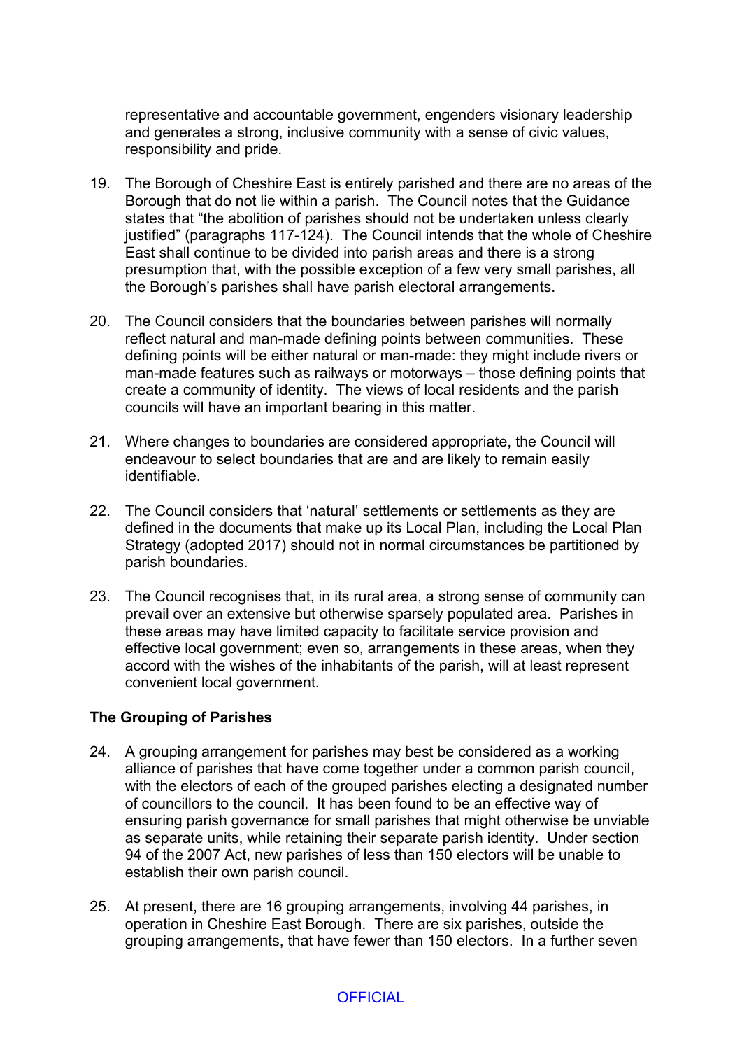representative and accountable government, engenders visionary leadership and generates a strong, inclusive community with a sense of civic values, responsibility and pride.

19. The Borough of Cheshire East is entirely parished and there are no areas of the Borough that do not lie within a parish. The Council notes that the Guidance states that "the abolition of parishes should not be undertaken unless clearly justified" (paragraphs 117-124). The Council intends that the whole of Cheshire East shall continue to be divided into parish areas and there is a strong presumption that, with the possible exception of a few very small parishes, all the Borough's parishes shall have parish electoral arrangements.

20. The Council considers that the boundaries between parishes will normally reflect natural and man-made defining points between communities. These defining points will be either natural or man-made: they might include rivers or man-made features such as railways or motorways – those defining points that create a community of identity. The views of local residents and the parish councils will have an important bearing in this matter.

21. Where changes to boundaries are considered appropriate, the Council will endeavour to select boundaries that are and are likely to remain easily identifiable.

22. The Council considers that 'natural' settlements or settlements as they are defined in the documents that make up its Local Plan, including the Local Plan Strategy (adopted 2017) should not in normal circumstances be partitioned by parish boundaries.

23. The Council recognises that, in its rural area, a strong sense of community can prevail over an extensive but otherwise sparsely populated area. Parishes in these areas may have limited capacity to facilitate service provision and effective local government; even so, arrangements in these areas, when they accord with the wishes of the inhabitants of the parish, will at least represent convenient local government.

**The Grouping of Parishes**

24. A grouping arrangement for parishes may best be considered as a working alliance of parishes that have come together under a common parish council, with the electors of each of the grouped parishes electing a designated number of councillors to the council. It has been found to be an effective way of ensuring parish governance for small parishes that might otherwise be unviable as separate units, while retaining their separate parish identity. Under section 94 of the 2007 Act, new parishes of less than 150 electors will be unable to establish their own parish council.

25. At present, there are 16 grouping arrangements, involving 44 parishes, in operation in Cheshire East Borough. There are six parishes, outside the grouping arrangements, that have fewer than 150 electors. In a further seven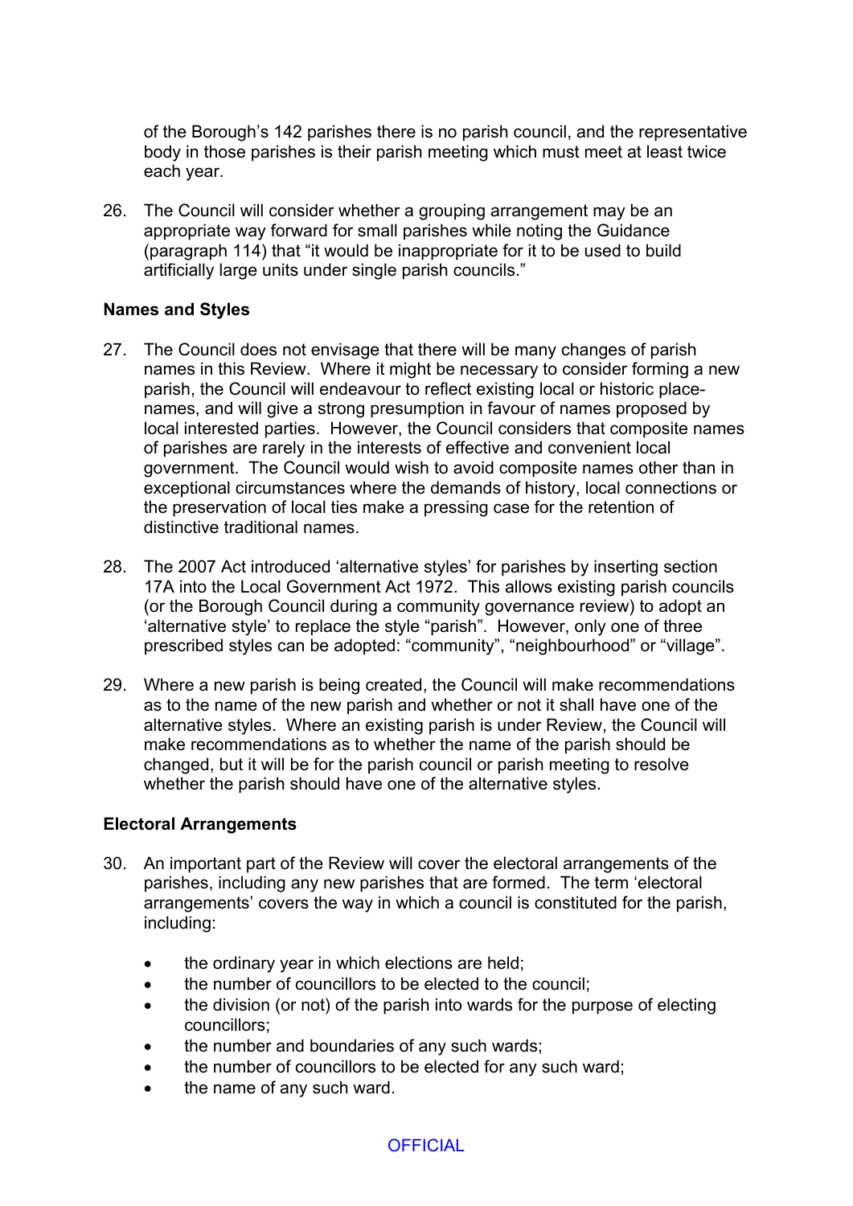of the Borough's 142 parishes there is no parish council, and the representative body in those parishes is their parish meeting which must meet at least twice each year.

26. The Council will consider whether a grouping arrangement may be an appropriate way forward for small parishes while noting the Guidance (paragraph 114) that "it would be inappropriate for it to be used to build artificially large units under single parish councils."

**Names and Styles**

27. The Council does not envisage that there will be many changes of parish names in this Review. Where it might be necessary to consider forming a new parish, the Council will endeavour to reflect existing local or historic place-names, and will give a strong presumption in favour of names proposed by local interested parties. However, the Council considers that composite names of parishes are rarely in the interests of effective and convenient local government. The Council would wish to avoid composite names other than in exceptional circumstances where the demands of history, local connections or the preservation of local ties make a pressing case for the retention of distinctive traditional names.

28. The 2007 Act introduced 'alternative styles' for parishes by inserting section 17A into the Local Government Act 1972. This allows existing parish councils (or the Borough Council during a community governance review) to adopt an 'alternative style' to replace the style "parish". However, only one of three prescribed styles can be adopted: "community", "neighbourhood" or "village".

29. Where a new parish is being created, the Council will make recommendations as to the name of the new parish and whether or not it shall have one of the alternative styles. Where an existing parish is under Review, the Council will make recommendations as to whether the name of the parish should be changed, but it will be for the parish council or parish meeting to resolve whether the parish should have one of the alternative styles.

**Electoral Arrangements**

30. An important part of the Review will cover the electoral arrangements of the parishes, including any new parishes that are formed. The term 'electoral arrangements' covers the way in which a council is constituted for the parish, including:

    - the ordinary year in which elections are held;
    - the number of councillors to be elected to the council;
    - the division (or not) of the parish into wards for the purpose of electing councillors;
    - the number and boundaries of any such wards;
    - the number of councillors to be elected for any such ward;
    - the name of any such ward.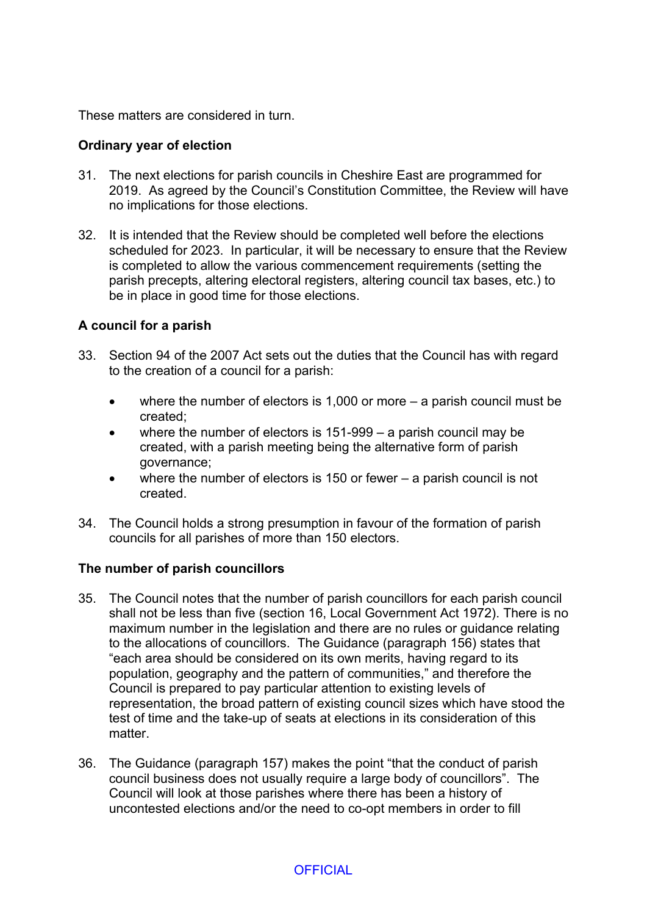These matters are considered in turn.

**Ordinary year of election**

31. The next elections for parish councils in Cheshire East are programmed for 2019. As agreed by the Council's Constitution Committee, the Review will have no implications for those elections.

32. It is intended that the Review should be completed well before the elections scheduled for 2023. In particular, it will be necessary to ensure that the Review is completed to allow the various commencement requirements (setting the parish precepts, altering electoral registers, altering council tax bases, etc.) to be in place in good time for those elections.

**A council for a parish**

33. Section 94 of the 2007 Act sets out the duties that the Council has with regard to the creation of a council for a parish:

    - where the number of electors is 1,000 or more – a parish council must be created;
    - where the number of electors is 151-999 – a parish council may be created, with a parish meeting being the alternative form of parish governance;
    - where the number of electors is 150 or fewer – a parish council is not created.

34. The Council holds a strong presumption in favour of the formation of parish councils for all parishes of more than 150 electors.

**The number of parish councillors**

35. The Council notes that the number of parish councillors for each parish council shall not be less than five (section 16, Local Government Act 1972). There is no maximum number in the legislation and there are no rules or guidance relating to the allocations of councillors. The Guidance (paragraph 156) states that "each area should be considered on its own merits, having regard to its population, geography and the pattern of communities," and therefore the Council is prepared to pay particular attention to existing levels of representation, the broad pattern of existing council sizes which have stood the test of time and the take-up of seats at elections in its consideration of this matter.

36. The Guidance (paragraph 157) makes the point "that the conduct of parish council business does not usually require a large body of councillors". The Council will look at those parishes where there has been a history of uncontested elections and/or the need to co-opt members in order to fill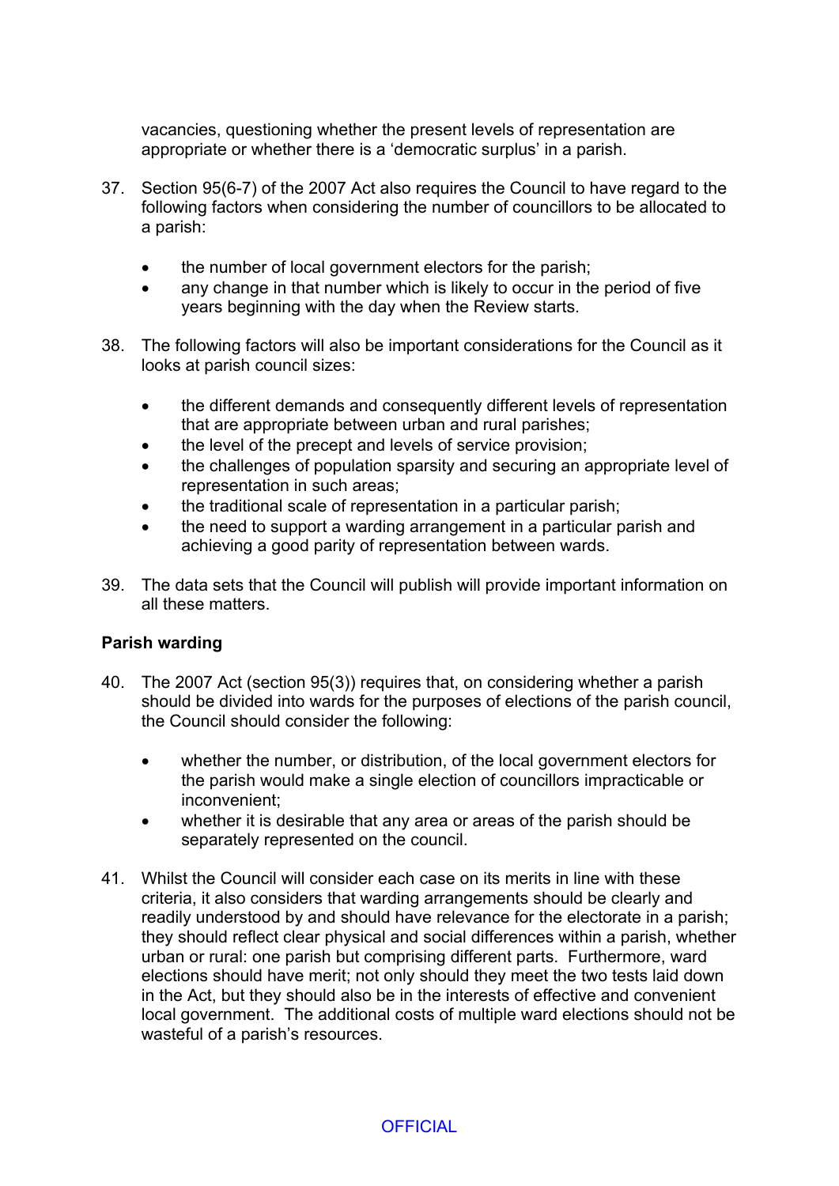vacancies, questioning whether the present levels of representation are appropriate or whether there is a 'democratic surplus' in a parish.

37. Section 95(6-7) of the 2007 Act also requires the Council to have regard to the following factors when considering the number of councillors to be allocated to a parish:

    - the number of local government electors for the parish;
    - any change in that number which is likely to occur in the period of five years beginning with the day when the Review starts.

38. The following factors will also be important considerations for the Council as it looks at parish council sizes:

    - the different demands and consequently different levels of representation that are appropriate between urban and rural parishes;
    - the level of the precept and levels of service provision;
    - the challenges of population sparsity and securing an appropriate level of representation in such areas;
    - the traditional scale of representation in a particular parish;
    - the need to support a warding arrangement in a particular parish and achieving a good parity of representation between wards.

39. The data sets that the Council will publish will provide important information on all these matters.

**Parish warding**

40. The 2007 Act (section 95(3)) requires that, on considering whether a parish should be divided into wards for the purposes of elections of the parish council, the Council should consider the following:

    - whether the number, or distribution, of the local government electors for the parish would make a single election of councillors impracticable or inconvenient;
    - whether it is desirable that any area or areas of the parish should be separately represented on the council.

41. Whilst the Council will consider each case on its merits in line with these criteria, it also considers that warding arrangements should be clearly and readily understood by and should have relevance for the electorate in a parish; they should reflect clear physical and social differences within a parish, whether urban or rural: one parish but comprising different parts. Furthermore, ward elections should have merit; not only should they meet the two tests laid down in the Act, but they should also be in the interests of effective and convenient local government. The additional costs of multiple ward elections should not be wasteful of a parish's resources.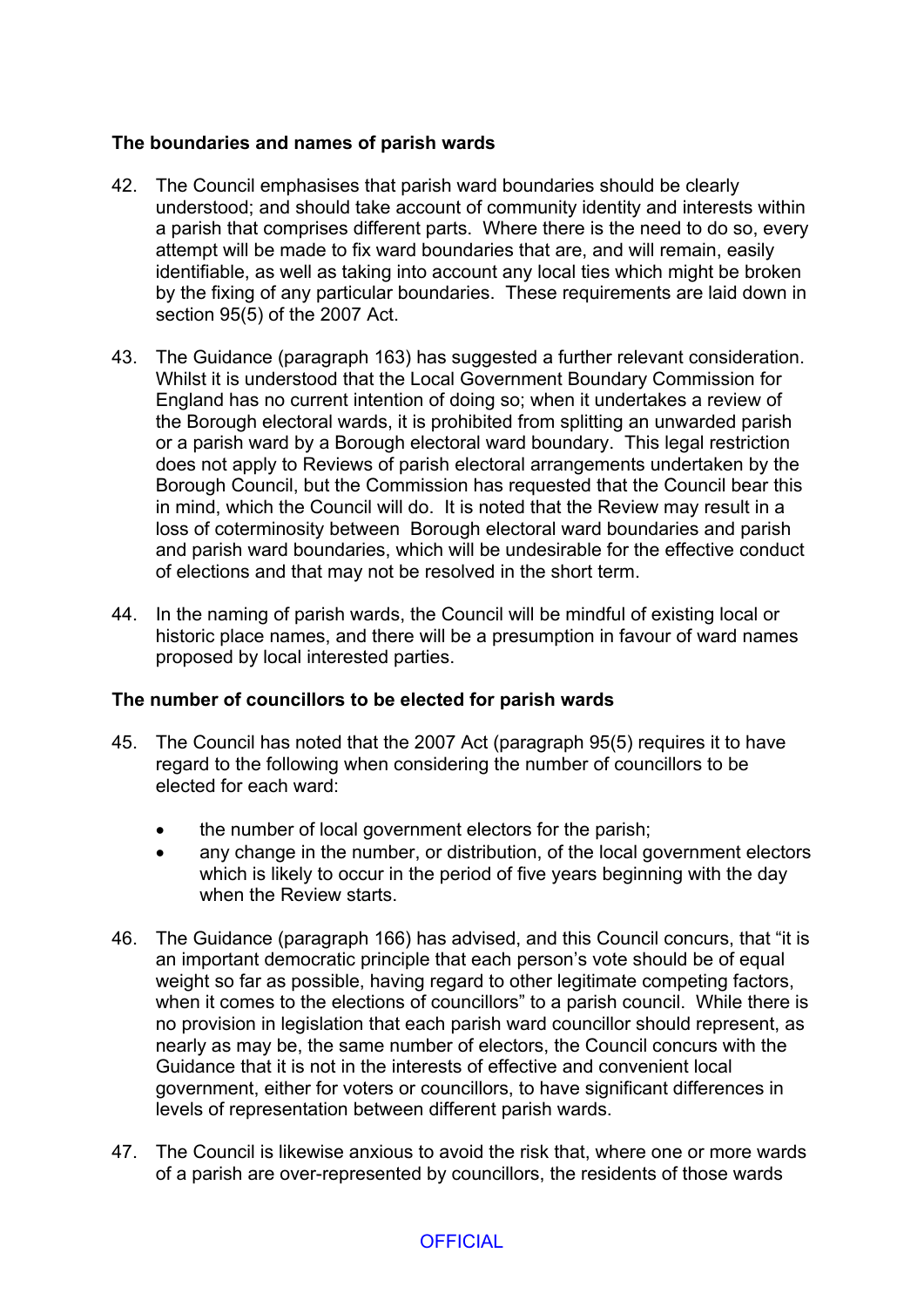**The boundaries and names of parish wards**

42. The Council emphasises that parish ward boundaries should be clearly understood; and should take account of community identity and interests within a parish that comprises different parts. Where there is the need to do so, every attempt will be made to fix ward boundaries that are, and will remain, easily identifiable, as well as taking into account any local ties which might be broken by the fixing of any particular boundaries. These requirements are laid down in section 95(5) of the 2007 Act.

43. The Guidance (paragraph 163) has suggested a further relevant consideration. Whilst it is understood that the Local Government Boundary Commission for England has no current intention of doing so; when it undertakes a review of the Borough electoral wards, it is prohibited from splitting an unwarded parish or a parish ward by a Borough electoral ward boundary. This legal restriction does not apply to Reviews of parish electoral arrangements undertaken by the Borough Council, but the Commission has requested that the Council bear this in mind, which the Council will do. It is noted that the Review may result in a loss of coterminosity between Borough electoral ward boundaries and parish and parish ward boundaries, which will be undesirable for the effective conduct of elections and that may not be resolved in the short term.

44. In the naming of parish wards, the Council will be mindful of existing local or historic place names, and there will be a presumption in favour of ward names proposed by local interested parties.

**The number of councillors to be elected for parish wards**

45. The Council has noted that the 2007 Act (paragraph 95(5) requires it to have regard to the following when considering the number of councillors to be elected for each ward:

    - the number of local government electors for the parish;
    - any change in the number, or distribution, of the local government electors which is likely to occur in the period of five years beginning with the day when the Review starts.

46. The Guidance (paragraph 166) has advised, and this Council concurs, that "it is an important democratic principle that each person's vote should be of equal weight so far as possible, having regard to other legitimate competing factors, when it comes to the elections of councillors" to a parish council. While there is no provision in legislation that each parish ward councillor should represent, as nearly as may be, the same number of electors, the Council concurs with the Guidance that it is not in the interests of effective and convenient local government, either for voters or councillors, to have significant differences in levels of representation between different parish wards.

47. The Council is likewise anxious to avoid the risk that, where one or more wards of a parish are over-represented by councillors, the residents of those wards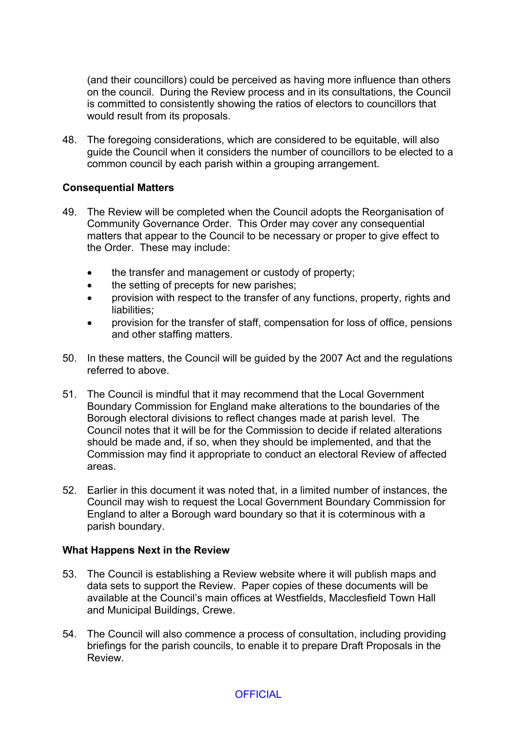(and their councillors) could be perceived as having more influence than others on the council. During the Review process and in its consultations, the Council is committed to consistently showing the ratios of electors to councillors that would result from its proposals.

48. The foregoing considerations, which are considered to be equitable, will also guide the Council when it considers the number of councillors to be elected to a common council by each parish within a grouping arrangement.

**Consequential Matters**

49. The Review will be completed when the Council adopts the Reorganisation of Community Governance Order. This Order may cover any consequential matters that appear to the Council to be necessary or proper to give effect to the Order. These may include:

    - the transfer and management or custody of property;
    - the setting of precepts for new parishes;
    - provision with respect to the transfer of any functions, property, rights and liabilities;
    - provision for the transfer of staff, compensation for loss of office, pensions and other staffing matters.

50. In these matters, the Council will be guided by the 2007 Act and the regulations referred to above.

51. The Council is mindful that it may recommend that the Local Government Boundary Commission for England make alterations to the boundaries of the Borough electoral divisions to reflect changes made at parish level. The Council notes that it will be for the Commission to decide if related alterations should be made and, if so, when they should be implemented, and that the Commission may find it appropriate to conduct an electoral Review of affected areas.

52. Earlier in this document it was noted that, in a limited number of instances, the Council may wish to request the Local Government Boundary Commission for England to alter a Borough ward boundary so that it is coterminous with a parish boundary.

**What Happens Next in the Review**

53. The Council is establishing a Review website where it will publish maps and data sets to support the Review. Paper copies of these documents will be available at the Council's main offices at Westfields, Macclesfield Town Hall and Municipal Buildings, Crewe.

54. The Council will also commence a process of consultation, including providing briefings for the parish councils, to enable it to prepare Draft Proposals in the Review.

OFFICIAL